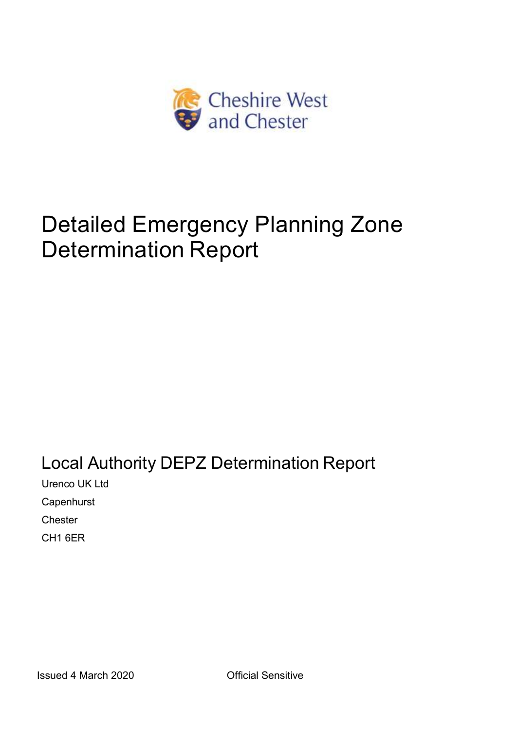Cheshire West and Chester

# Detailed Emergency Planning Zone Determination Report

## Local Authority DEPZ Determination Report

Urenco UK Ltd

Capenhurst

Chester

CH1 6ER

Issued 4 March 2020

Official Sensitive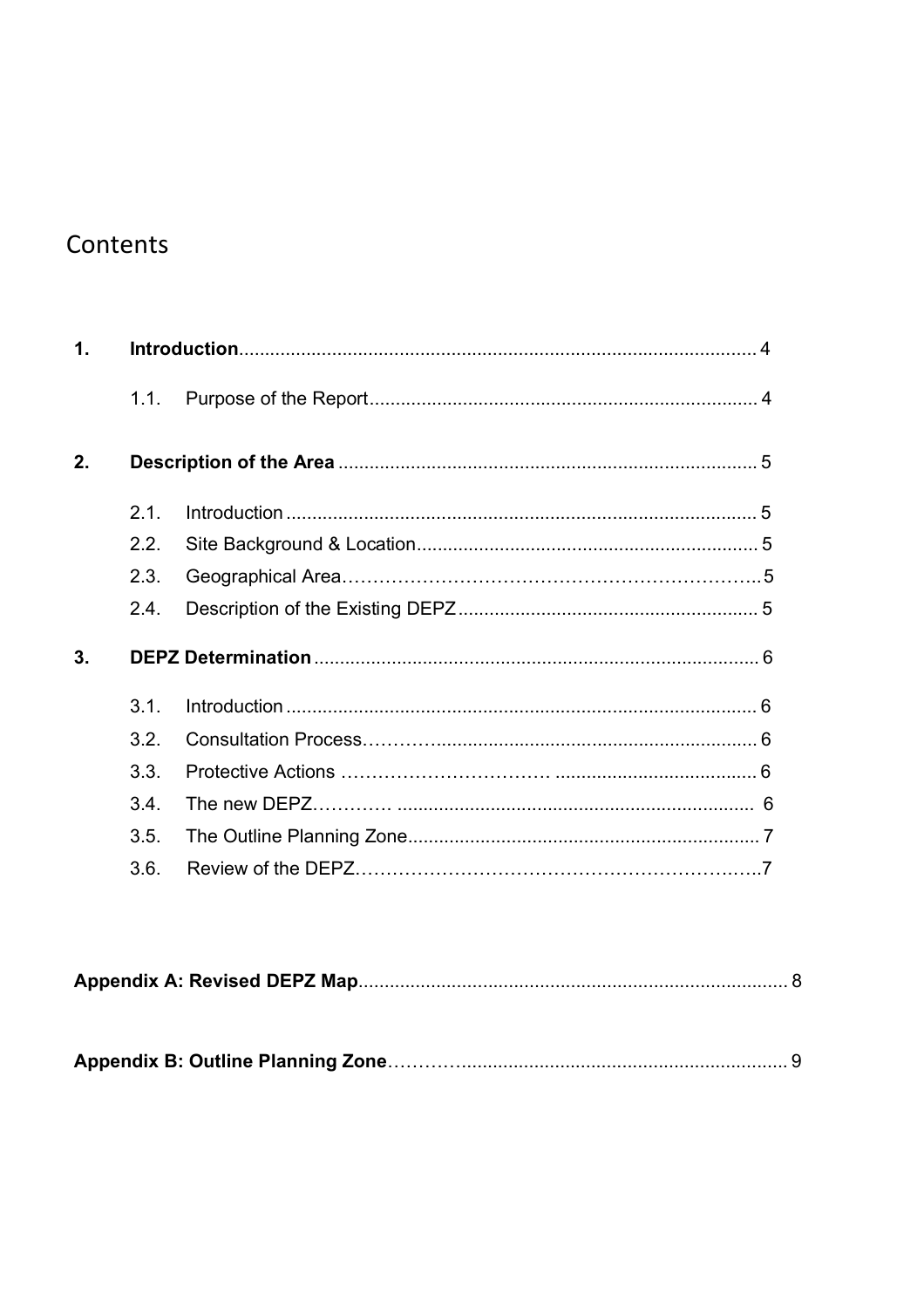# Contents

1. **Introduction** .... 4
   - 1.1. Purpose of the Report .... 4
2. **Description of the Area** .... 5
   - 2.1. Introduction .... 5
   - 2.2. Site Background & Location .... 5
   - 2.3. Geographical Area .... 5
   - 2.4. Description of the Existing DEPZ .... 5
3. **DEPZ Determination** .... 6
   - 3.1. Introduction .... 6
   - 3.2. Consultation Process .... 6
   - 3.3. Protective Actions .... 6
   - 3.4. The new DEPZ .... 6
   - 3.5. The Outline Planning Zone .... 7
   - 3.6. Review of the DEPZ .... 7

**Appendix A: Revised DEPZ Map** .... 8

**Appendix B: Outline Planning Zone** .... 9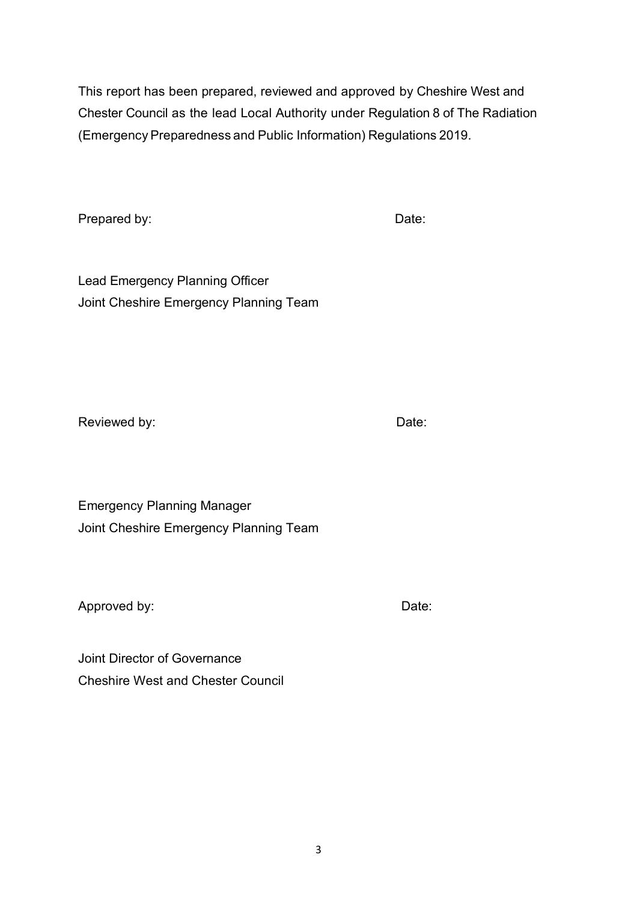This report has been prepared, reviewed and approved by Cheshire West and Chester Council as the lead Local Authority under Regulation 8 of The Radiation (Emergency Preparedness and Public Information) Regulations 2019.

Prepared by: Date:

Lead Emergency Planning Officer
Joint Cheshire Emergency Planning Team

Reviewed by: Date:

Emergency Planning Manager
Joint Cheshire Emergency Planning Team

Approved by: Date:

Joint Director of Governance
Cheshire West and Chester Council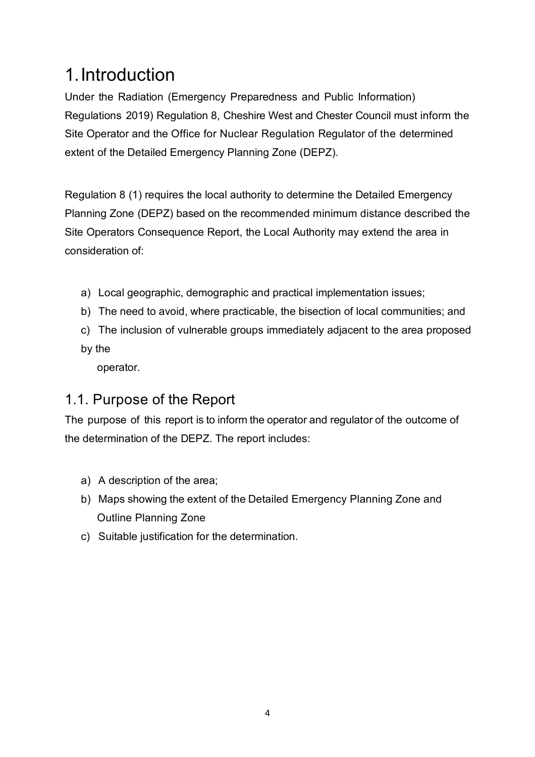# 1. Introduction

Under the Radiation (Emergency Preparedness and Public Information) Regulations 2019) Regulation 8, Cheshire West and Chester Council must inform the Site Operator and the Office for Nuclear Regulation Regulator of the determined extent of the Detailed Emergency Planning Zone (DEPZ).

Regulation 8 (1) requires the local authority to determine the Detailed Emergency Planning Zone (DEPZ) based on the recommended minimum distance described the Site Operators Consequence Report, the Local Authority may extend the area in consideration of:

a) Local geographic, demographic and practical implementation issues;
b) The need to avoid, where practicable, the bisection of local communities; and
c) The inclusion of vulnerable groups immediately adjacent to the area proposed by the operator.

## 1.1. Purpose of the Report

The purpose of this report is to inform the operator and regulator of the outcome of the determination of the DEPZ. The report includes:

a) A description of the area;
b) Maps showing the extent of the Detailed Emergency Planning Zone and Outline Planning Zone
c) Suitable justification for the determination.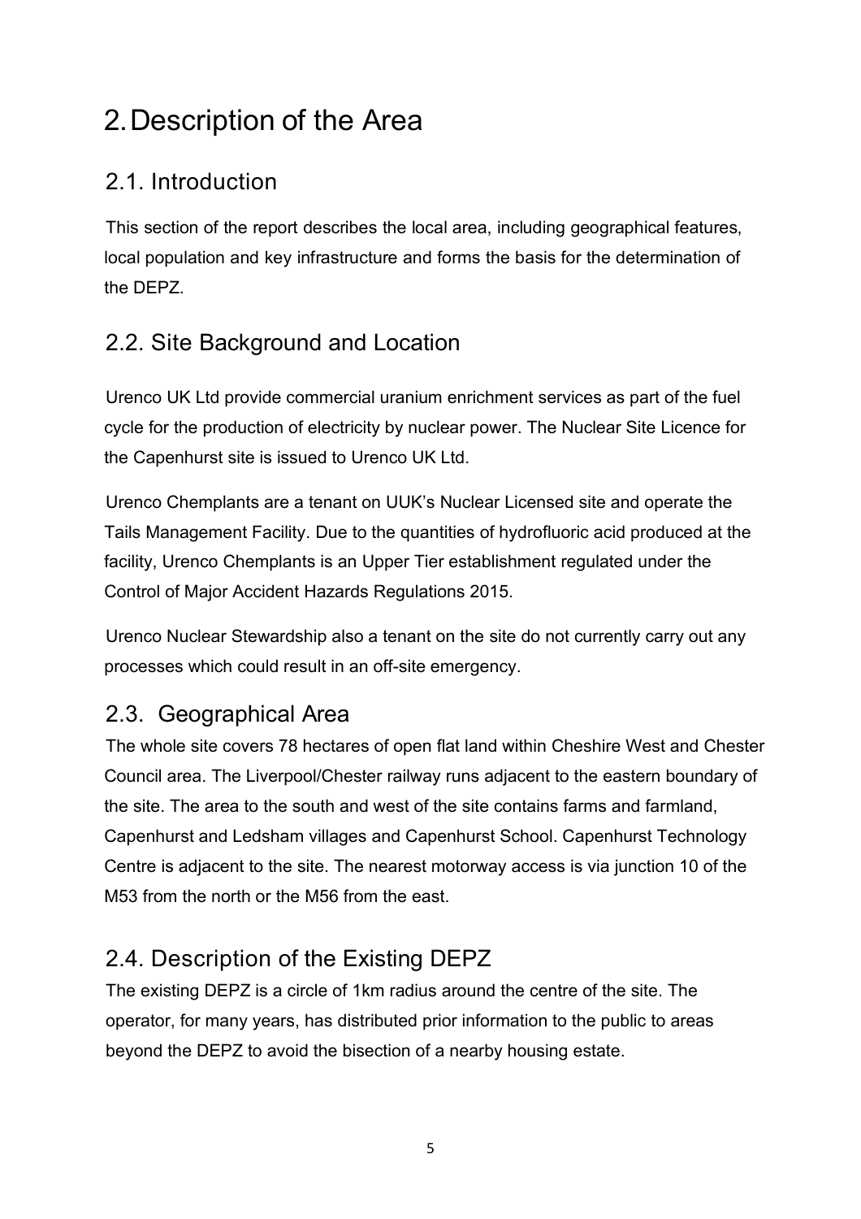# 2. Description of the Area

## 2.1. Introduction

This section of the report describes the local area, including geographical features, local population and key infrastructure and forms the basis for the determination of the DEPZ.

## 2.2. Site Background and Location

Urenco UK Ltd provide commercial uranium enrichment services as part of the fuel cycle for the production of electricity by nuclear power. The Nuclear Site Licence for the Capenhurst site is issued to Urenco UK Ltd.

Urenco Chemplants are a tenant on UUK's Nuclear Licensed site and operate the Tails Management Facility. Due to the quantities of hydrofluoric acid produced at the facility, Urenco Chemplants is an Upper Tier establishment regulated under the Control of Major Accident Hazards Regulations 2015.

Urenco Nuclear Stewardship also a tenant on the site do not currently carry out any processes which could result in an off-site emergency.

## 2.3. Geographical Area

The whole site covers 78 hectares of open flat land within Cheshire West and Chester Council area. The Liverpool/Chester railway runs adjacent to the eastern boundary of the site. The area to the south and west of the site contains farms and farmland, Capenhurst and Ledsham villages and Capenhurst School. Capenhurst Technology Centre is adjacent to the site. The nearest motorway access is via junction 10 of the M53 from the north or the M56 from the east.

## 2.4. Description of the Existing DEPZ

The existing DEPZ is a circle of 1km radius around the centre of the site. The operator, for many years, has distributed prior information to the public to areas beyond the DEPZ to avoid the bisection of a nearby housing estate.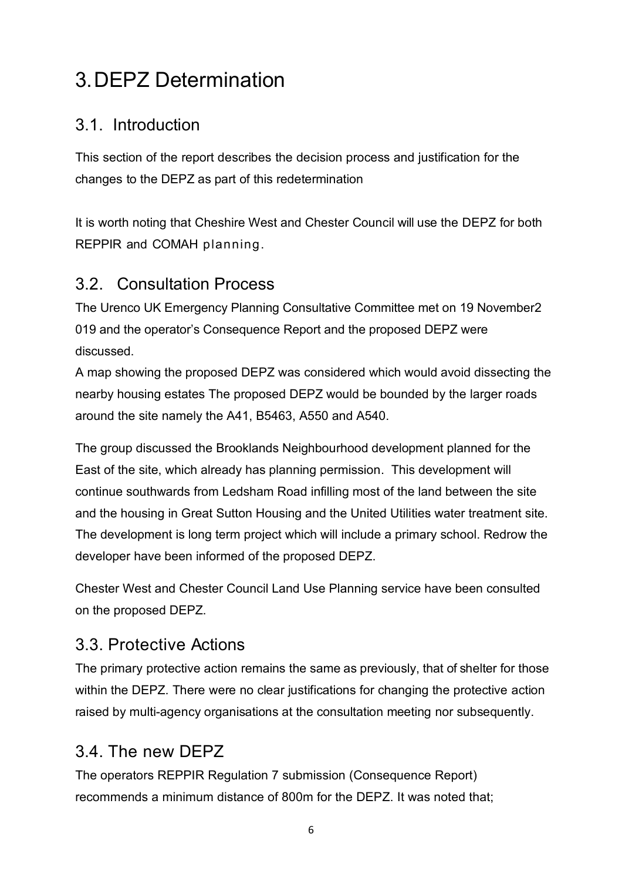# 3. DEPZ Determination

## 3.1. Introduction

This section of the report describes the decision process and justification for the changes to the DEPZ as part of this redetermination

It is worth noting that Cheshire West and Chester Council will use the DEPZ for both REPPIR and COMAH planning.

## 3.2. Consultation Process

The Urenco UK Emergency Planning Consultative Committee met on 19 November2 019 and the operator's Consequence Report and the proposed DEPZ were discussed.

A map showing the proposed DEPZ was considered which would avoid dissecting the nearby housing estates The proposed DEPZ would be bounded by the larger roads around the site namely the A41, B5463, A550 and A540.

The group discussed the Brooklands Neighbourhood development planned for the East of the site, which already has planning permission. This development will continue southwards from Ledsham Road infilling most of the land between the site and the housing in Great Sutton Housing and the United Utilities water treatment site. The development is long term project which will include a primary school. Redrow the developer have been informed of the proposed DEPZ.

Chester West and Chester Council Land Use Planning service have been consulted on the proposed DEPZ.

## 3.3. Protective Actions

The primary protective action remains the same as previously, that of shelter for those within the DEPZ. There were no clear justifications for changing the protective action raised by multi-agency organisations at the consultation meeting nor subsequently.

## 3.4. The new DEPZ

The operators REPPIR Regulation 7 submission (Consequence Report) recommends a minimum distance of 800m for the DEPZ. It was noted that;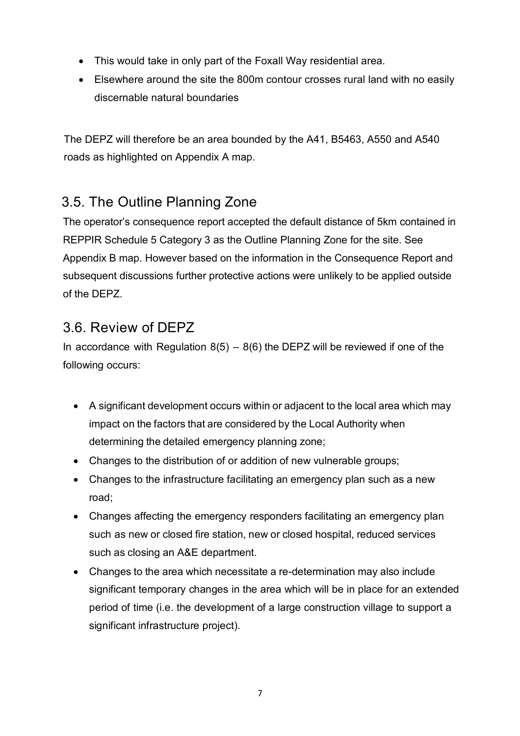- This would take in only part of the Foxall Way residential area.
- Elsewhere around the site the 800m contour crosses rural land with no easily discernable natural boundaries

The DEPZ will therefore be an area bounded by the A41, B5463, A550 and A540 roads as highlighted on Appendix A map.

## 3.5. The Outline Planning Zone

The operator's consequence report accepted the default distance of 5km contained in REPPIR Schedule 5 Category 3 as the Outline Planning Zone for the site. See Appendix B map. However based on the information in the Consequence Report and subsequent discussions further protective actions were unlikely to be applied outside of the DEPZ.

## 3.6. Review of DEPZ

In accordance with Regulation 8(5) – 8(6) the DEPZ will be reviewed if one of the following occurs:

- A significant development occurs within or adjacent to the local area which may impact on the factors that are considered by the Local Authority when determining the detailed emergency planning zone;
- Changes to the distribution of or addition of new vulnerable groups;
- Changes to the infrastructure facilitating an emergency plan such as a new road;
- Changes affecting the emergency responders facilitating an emergency plan such as new or closed fire station, new or closed hospital, reduced services such as closing an A&E department.
- Changes to the area which necessitate a re-determination may also include significant temporary changes in the area which will be in place for an extended period of time (i.e. the development of a large construction village to support a significant infrastructure project).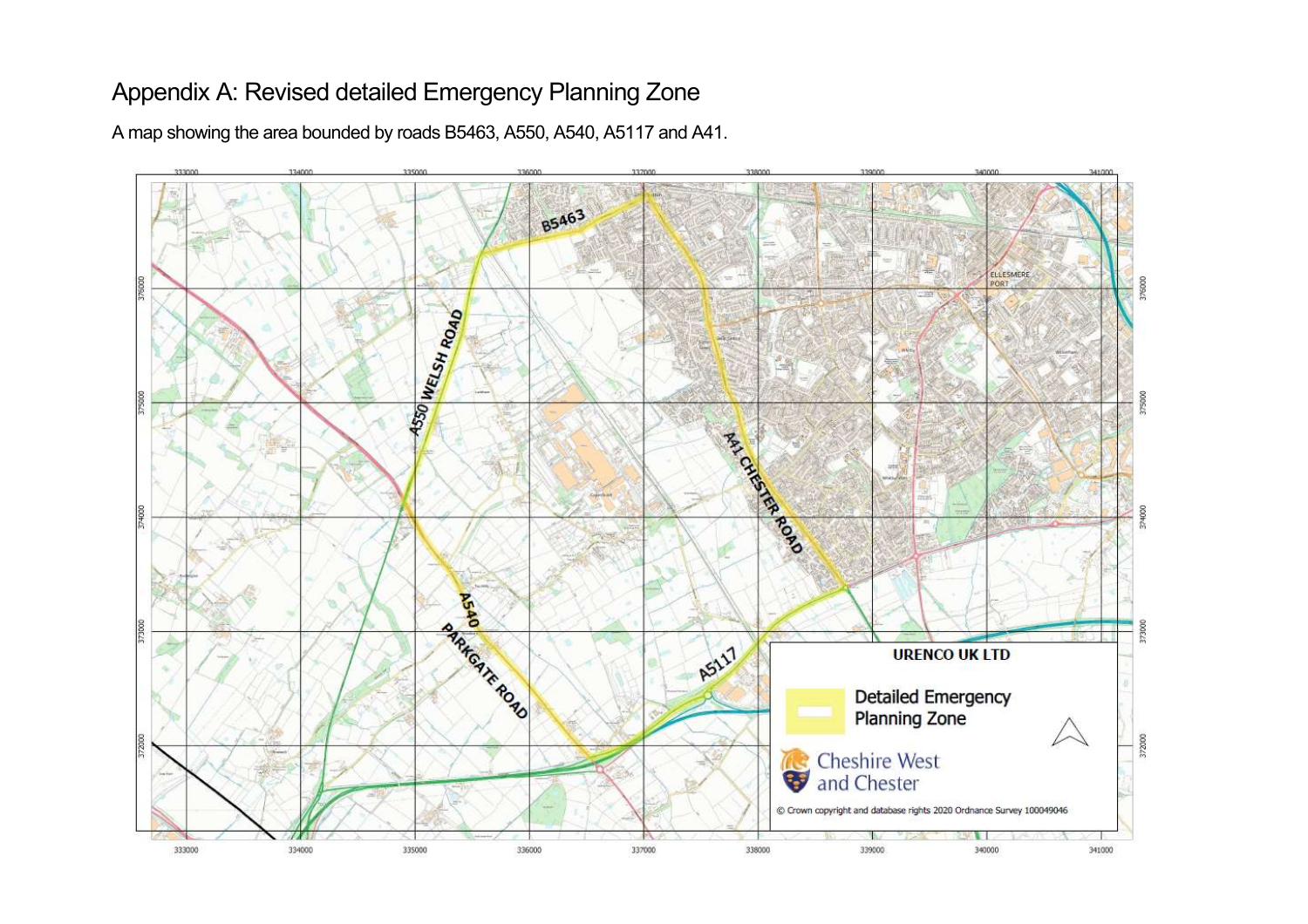# Appendix A: Revised detailed Emergency Planning Zone

A map showing the area bounded by roads B5463, A550, A540, A5117 and A41.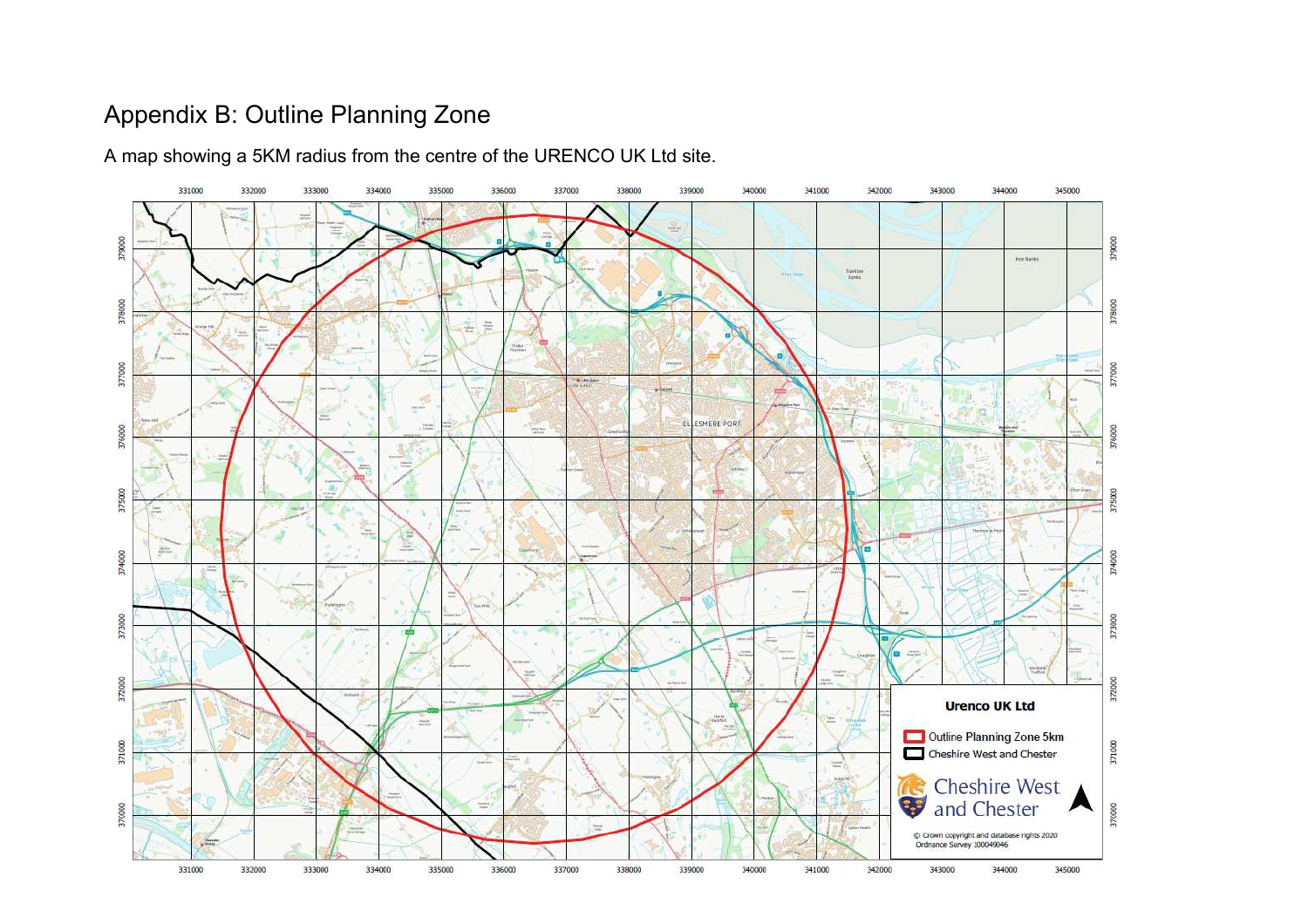# Appendix B: Outline Planning Zone

A map showing a 5KM radius from the centre of the URENCO UK Ltd site.

Urenco UK Ltd

Outline Planning Zone 5km

Cheshire West and Chester

Cheshire West and Chester

© Crown copyright and database rights 2020 Ordnance Survey 100049046